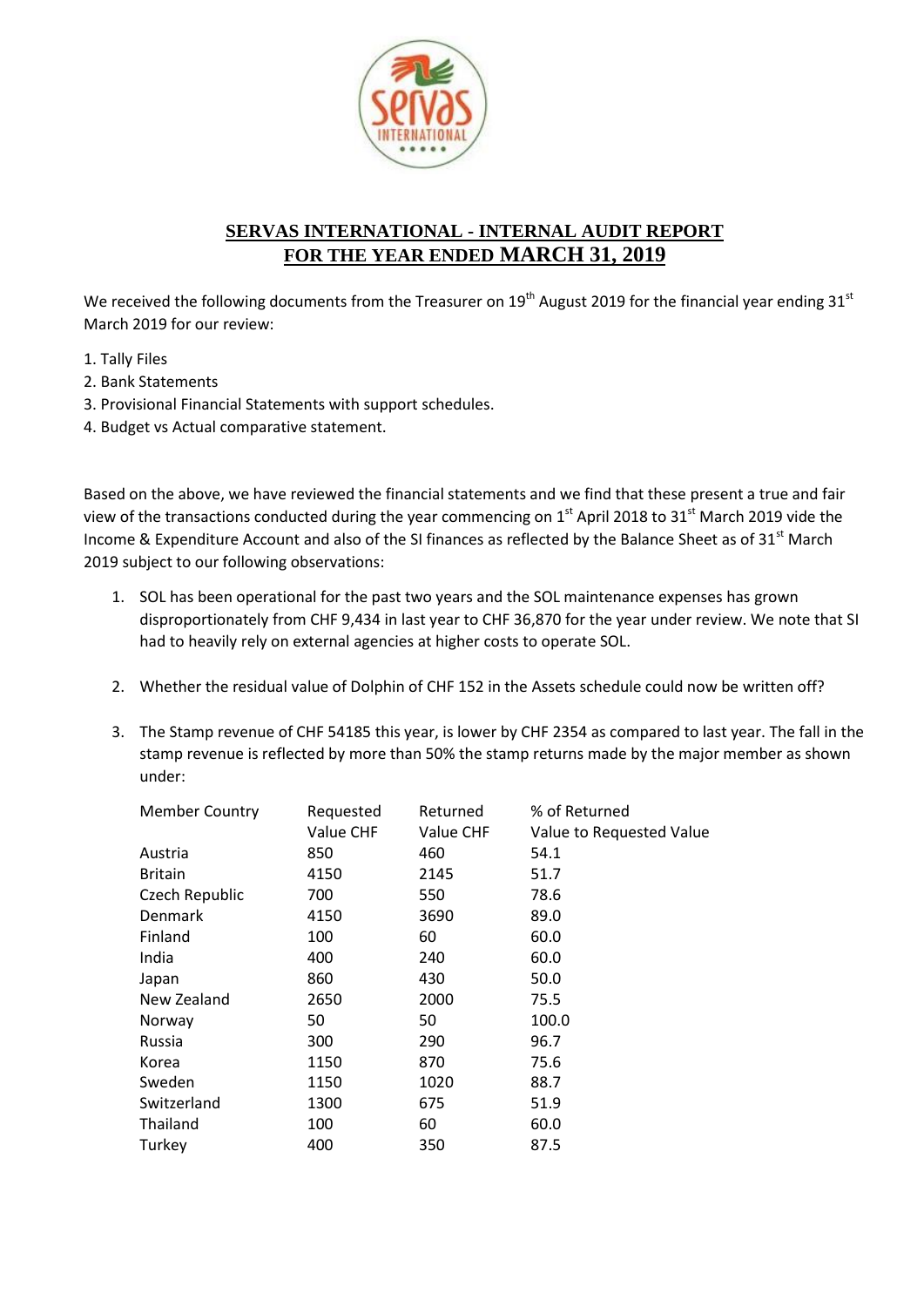# SERVAS INTERNATIONAL - INTERNAL AUDIT REPORT
## FOR THE YEAR ENDED MARCH 31, 2019

We received the following documents from the Treasurer on 19th August 2019 for the financial year ending 31st March 2019 for our review:

1. Tally Files
2. Bank Statements
3. Provisional Financial Statements with support schedules.
4. Budget vs Actual comparative statement.

Based on the above, we have reviewed the financial statements and we find that these present a true and fair view of the transactions conducted during the year commencing on 1st April 2018 to 31st March 2019 vide the Income & Expenditure Account and also of the SI finances as reflected by the Balance Sheet as of 31st March 2019 subject to our following observations:

1. SOL has been operational for the past two years and the SOL maintenance expenses has grown disproportionately from CHF 9,434 in last year to CHF 36,870 for the year under review. We note that SI had to heavily rely on external agencies at higher costs to operate SOL.

2. Whether the residual value of Dolphin of CHF 152 in the Assets schedule could now be written off?

3. The Stamp revenue of CHF 54185 this year, is lower by CHF 2354 as compared to last year. The fall in the stamp revenue is reflected by more than 50% the stamp returns made by the major member as shown under:

| Member Country | Requested Value CHF | Returned Value CHF | % of Returned Value to Requested Value |
|---|---|---|---|
| Austria | 850 | 460 | 54.1 |
| Britain | 4150 | 2145 | 51.7 |
| Czech Republic | 700 | 550 | 78.6 |
| Denmark | 4150 | 3690 | 89.0 |
| Finland | 100 | 60 | 60.0 |
| India | 400 | 240 | 60.0 |
| Japan | 860 | 430 | 50.0 |
| New Zealand | 2650 | 2000 | 75.5 |
| Norway | 50 | 50 | 100.0 |
| Russia | 300 | 290 | 96.7 |
| Korea | 1150 | 870 | 75.6 |
| Sweden | 1150 | 1020 | 88.7 |
| Switzerland | 1300 | 675 | 51.9 |
| Thailand | 100 | 60 | 60.0 |
| Turkey | 400 | 350 | 87.5 |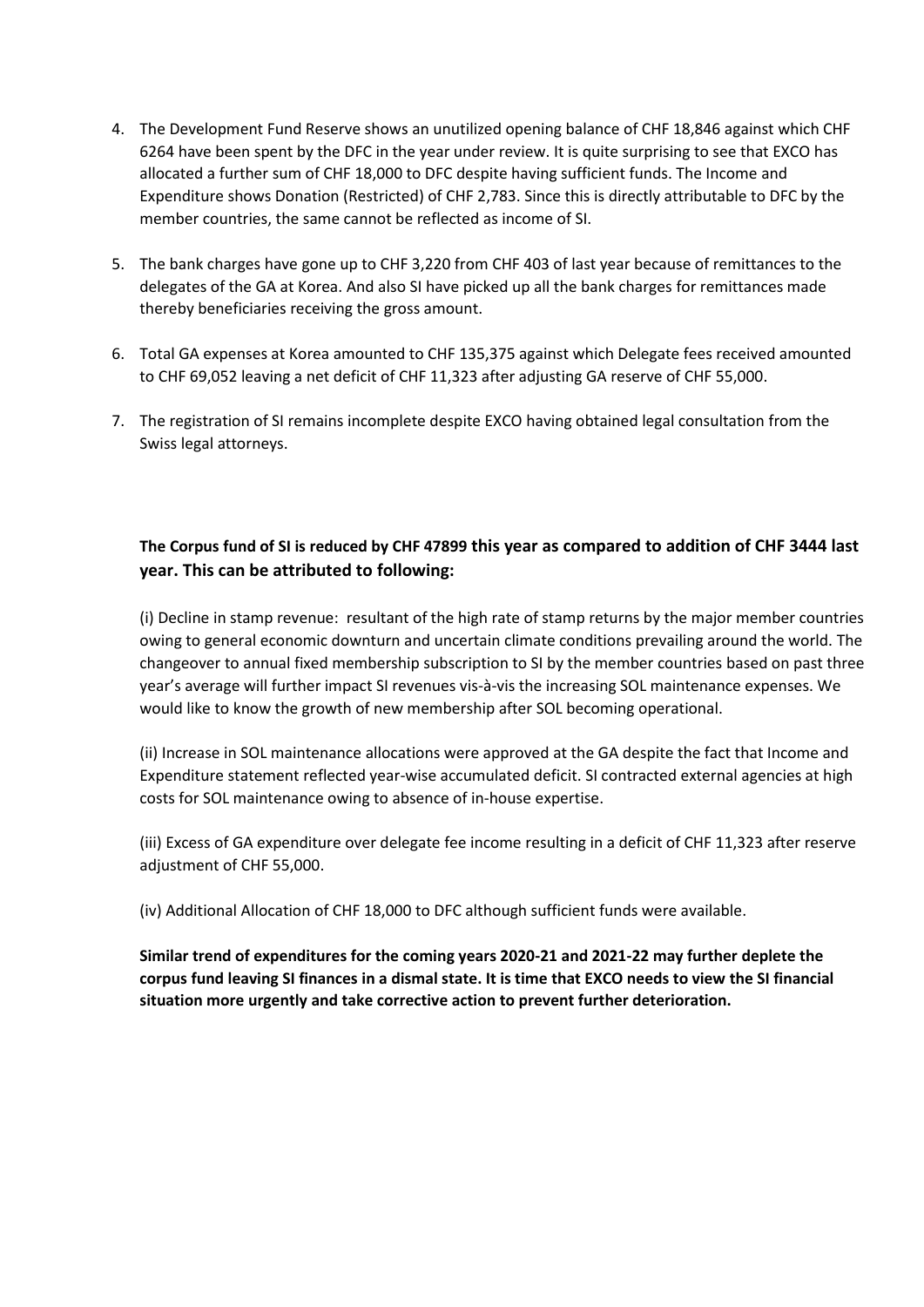4. The Development Fund Reserve shows an unutilized opening balance of CHF 18,846 against which CHF 6264 have been spent by the DFC in the year under review. It is quite surprising to see that EXCO has allocated a further sum of CHF 18,000 to DFC despite having sufficient funds. The Income and Expenditure shows Donation (Restricted) of CHF 2,783. Since this is directly attributable to DFC by the member countries, the same cannot be reflected as income of SI.

5. The bank charges have gone up to CHF 3,220 from CHF 403 of last year because of remittances to the delegates of the GA at Korea. And also SI have picked up all the bank charges for remittances made thereby beneficiaries receiving the gross amount.

6. Total GA expenses at Korea amounted to CHF 135,375 against which Delegate fees received amounted to CHF 69,052 leaving a net deficit of CHF 11,323 after adjusting GA reserve of CHF 55,000.

7. The registration of SI remains incomplete despite EXCO having obtained legal consultation from the Swiss legal attorneys.

**The Corpus fund of SI is reduced by CHF 47899 this year as compared to addition of CHF 3444 last year. This can be attributed to following:**

(i) Decline in stamp revenue: resultant of the high rate of stamp returns by the major member countries owing to general economic downturn and uncertain climate conditions prevailing around the world. The changeover to annual fixed membership subscription to SI by the member countries based on past three year's average will further impact SI revenues vis-à-vis the increasing SOL maintenance expenses. We would like to know the growth of new membership after SOL becoming operational.

(ii) Increase in SOL maintenance allocations were approved at the GA despite the fact that Income and Expenditure statement reflected year-wise accumulated deficit. SI contracted external agencies at high costs for SOL maintenance owing to absence of in-house expertise.

(iii) Excess of GA expenditure over delegate fee income resulting in a deficit of CHF 11,323 after reserve adjustment of CHF 55,000.

(iv) Additional Allocation of CHF 18,000 to DFC although sufficient funds were available.

**Similar trend of expenditures for the coming years 2020-21 and 2021-22 may further deplete the corpus fund leaving SI finances in a dismal state. It is time that EXCO needs to view the SI financial situation more urgently and take corrective action to prevent further deterioration.**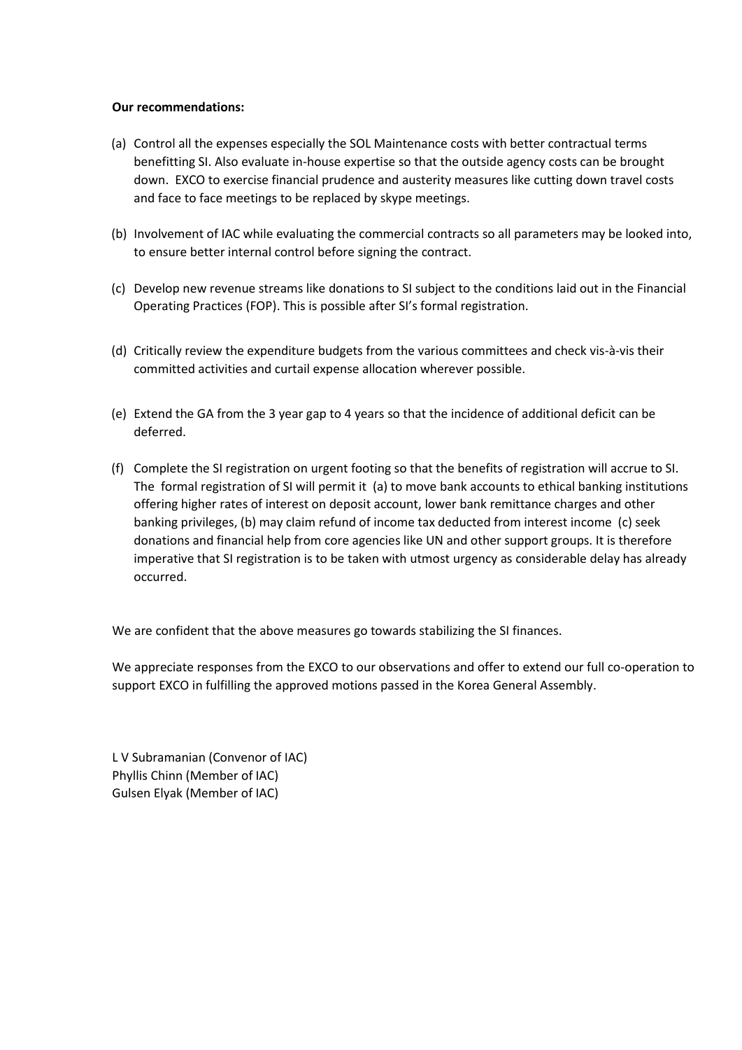**Our recommendations:**

(a) Control all the expenses especially the SOL Maintenance costs with better contractual terms benefitting SI. Also evaluate in-house expertise so that the outside agency costs can be brought down. EXCO to exercise financial prudence and austerity measures like cutting down travel costs and face to face meetings to be replaced by skype meetings.

(b) Involvement of IAC while evaluating the commercial contracts so all parameters may be looked into, to ensure better internal control before signing the contract.

(c) Develop new revenue streams like donations to SI subject to the conditions laid out in the Financial Operating Practices (FOP). This is possible after SI's formal registration.

(d) Critically review the expenditure budgets from the various committees and check vis-à-vis their committed activities and curtail expense allocation wherever possible.

(e) Extend the GA from the 3 year gap to 4 years so that the incidence of additional deficit can be deferred.

(f) Complete the SI registration on urgent footing so that the benefits of registration will accrue to SI. The formal registration of SI will permit it (a) to move bank accounts to ethical banking institutions offering higher rates of interest on deposit account, lower bank remittance charges and other banking privileges, (b) may claim refund of income tax deducted from interest income (c) seek donations and financial help from core agencies like UN and other support groups. It is therefore imperative that SI registration is to be taken with utmost urgency as considerable delay has already occurred.

We are confident that the above measures go towards stabilizing the SI finances.

We appreciate responses from the EXCO to our observations and offer to extend our full co-operation to support EXCO in fulfilling the approved motions passed in the Korea General Assembly.

L V Subramanian (Convenor of IAC)
Phyllis Chinn (Member of IAC)
Gulsen Elyak (Member of IAC)